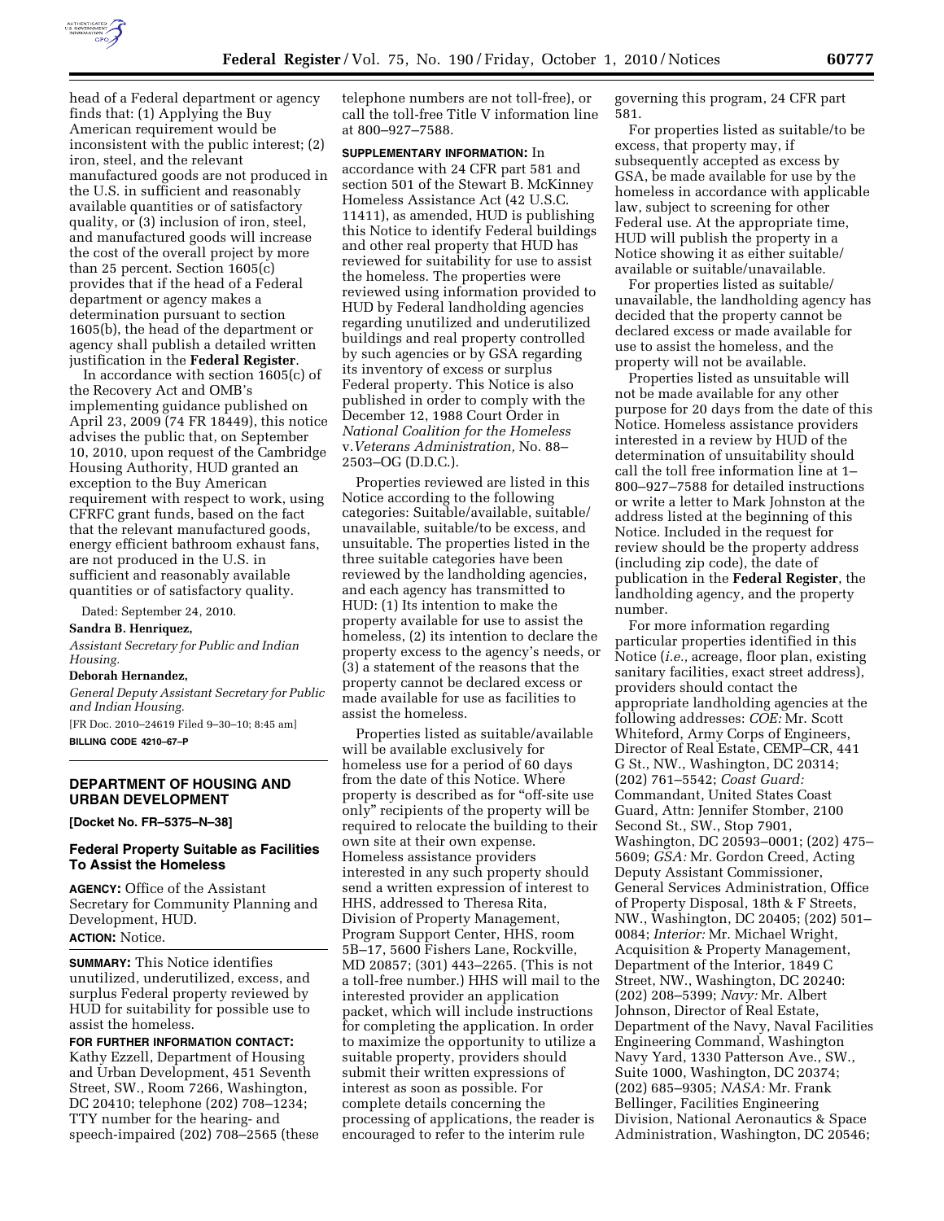head of a Federal department or agency finds that: (1) Applying the Buy American requirement would be inconsistent with the public interest; (2) iron, steel, and the relevant manufactured goods are not produced in the U.S. in sufficient and reasonably available quantities or of satisfactory quality, or (3) inclusion of iron, steel, and manufactured goods will increase the cost of the overall project by more than 25 percent. Section 1605(c) provides that if the head of a Federal department or agency makes a determination pursuant to section 1605(b), the head of the department or agency shall publish a detailed written justification in the **Federal Register**.

In accordance with section 1605(c) of the Recovery Act and OMB's implementing guidance published on April 23, 2009 (74 FR 18449), this notice advises the public that, on September 10, 2010, upon request of the Cambridge Housing Authority, HUD granted an exception to the Buy American requirement with respect to work, using CFRFC grant funds, based on the fact that the relevant manufactured goods, energy efficient bathroom exhaust fans, are not produced in the U.S. in sufficient and reasonably available quantities or of satisfactory quality.

Dated: September 24, 2010.

**Sandra B. Henriquez,**

*Assistant Secretary for Public and Indian Housing.*

**Deborah Hernandez,**

*General Deputy Assistant Secretary for Public and Indian Housing.*

[FR Doc. 2010–24619 Filed 9–30–10; 8:45 am]

**BILLING CODE 4210–67–P**

## DEPARTMENT OF HOUSING AND URBAN DEVELOPMENT

**[Docket No. FR–5375–N–38]**

## Federal Property Suitable as Facilities To Assist the Homeless

**AGENCY:** Office of the Assistant Secretary for Community Planning and Development, HUD.

**ACTION:** Notice.

**SUMMARY:** This Notice identifies unutilized, underutilized, excess, and surplus Federal property reviewed by HUD for suitability for possible use to assist the homeless.

**FOR FURTHER INFORMATION CONTACT:** Kathy Ezzell, Department of Housing and Urban Development, 451 Seventh Street, SW., Room 7266, Washington, DC 20410; telephone (202) 708–1234; TTY number for the hearing- and speech-impaired (202) 708–2565 (these telephone numbers are not toll-free), or call the toll-free Title V information line at 800–927–7588.

**SUPPLEMENTARY INFORMATION:** In accordance with 24 CFR part 581 and section 501 of the Stewart B. McKinney Homeless Assistance Act (42 U.S.C. 11411), as amended, HUD is publishing this Notice to identify Federal buildings and other real property that HUD has reviewed for suitability for use to assist the homeless. The properties were reviewed using information provided to HUD by Federal landholding agencies regarding unutilized and underutilized buildings and real property controlled by such agencies or by GSA regarding its inventory of excess or surplus Federal property. This Notice is also published in order to comply with the December 12, 1988 Court Order in *National Coalition for the Homeless* v.*Veterans Administration,* No. 88–2503–OG (D.D.C.).

Properties reviewed are listed in this Notice according to the following categories: Suitable/available, suitable/unavailable, suitable/to be excess, and unsuitable. The properties listed in the three suitable categories have been reviewed by the landholding agencies, and each agency has transmitted to HUD: (1) Its intention to make the property available for use to assist the homeless, (2) its intention to declare the property excess to the agency's needs, or (3) a statement of the reasons that the property cannot be declared excess or made available for use as facilities to assist the homeless.

Properties listed as suitable/available will be available exclusively for homeless use for a period of 60 days from the date of this Notice. Where property is described as for "off-site use only" recipients of the property will be required to relocate the building to their own site at their own expense. Homeless assistance providers interested in any such property should send a written expression of interest to HHS, addressed to Theresa Rita, Division of Property Management, Program Support Center, HHS, room 5B–17, 5600 Fishers Lane, Rockville, MD 20857; (301) 443–2265. (This is not a toll-free number.) HHS will mail to the interested provider an application packet, which will include instructions for completing the application. In order to maximize the opportunity to utilize a suitable property, providers should submit their written expressions of interest as soon as possible. For complete details concerning the processing of applications, the reader is encouraged to refer to the interim rule governing this program, 24 CFR part 581.

For properties listed as suitable/to be excess, that property may, if subsequently accepted as excess by GSA, be made available for use by the homeless in accordance with applicable law, subject to screening for other Federal use. At the appropriate time, HUD will publish the property in a Notice showing it as either suitable/available or suitable/unavailable.

For properties listed as suitable/unavailable, the landholding agency has decided that the property cannot be declared excess or made available for use to assist the homeless, and the property will not be available.

Properties listed as unsuitable will not be made available for any other purpose for 20 days from the date of this Notice. Homeless assistance providers interested in a review by HUD of the determination of unsuitability should call the toll free information line at 1–800–927–7588 for detailed instructions or write a letter to Mark Johnston at the address listed at the beginning of this Notice. Included in the request for review should be the property address (including zip code), the date of publication in the **Federal Register**, the landholding agency, and the property number.

For more information regarding particular properties identified in this Notice (*i.e.,* acreage, floor plan, existing sanitary facilities, exact street address), providers should contact the appropriate landholding agencies at the following addresses: *COE:* Mr. Scott Whiteford, Army Corps of Engineers, Director of Real Estate, CEMP–CR, 441 G St., NW., Washington, DC 20314; (202) 761–5542; *Coast Guard:* Commandant, United States Coast Guard, Attn: Jennifer Stomber, 2100 Second St., SW., Stop 7901, Washington, DC 20593–0001; (202) 475–5609; *GSA:* Mr. Gordon Creed, Acting Deputy Assistant Commissioner, General Services Administration, Office of Property Disposal, 18th & F Streets, NW., Washington, DC 20405; (202) 501–0084; *Interior:* Mr. Michael Wright, Acquisition & Property Management, Department of the Interior, 1849 C Street, NW., Washington, DC 20240: (202) 208–5399; *Navy:* Mr. Albert Johnson, Director of Real Estate, Department of the Navy, Naval Facilities Engineering Command, Washington Navy Yard, 1330 Patterson Ave., SW., Suite 1000, Washington, DC 20374; (202) 685–9305; *NASA:* Mr. Frank Bellinger, Facilities Engineering Division, National Aeronautics & Space Administration, Washington, DC 20546;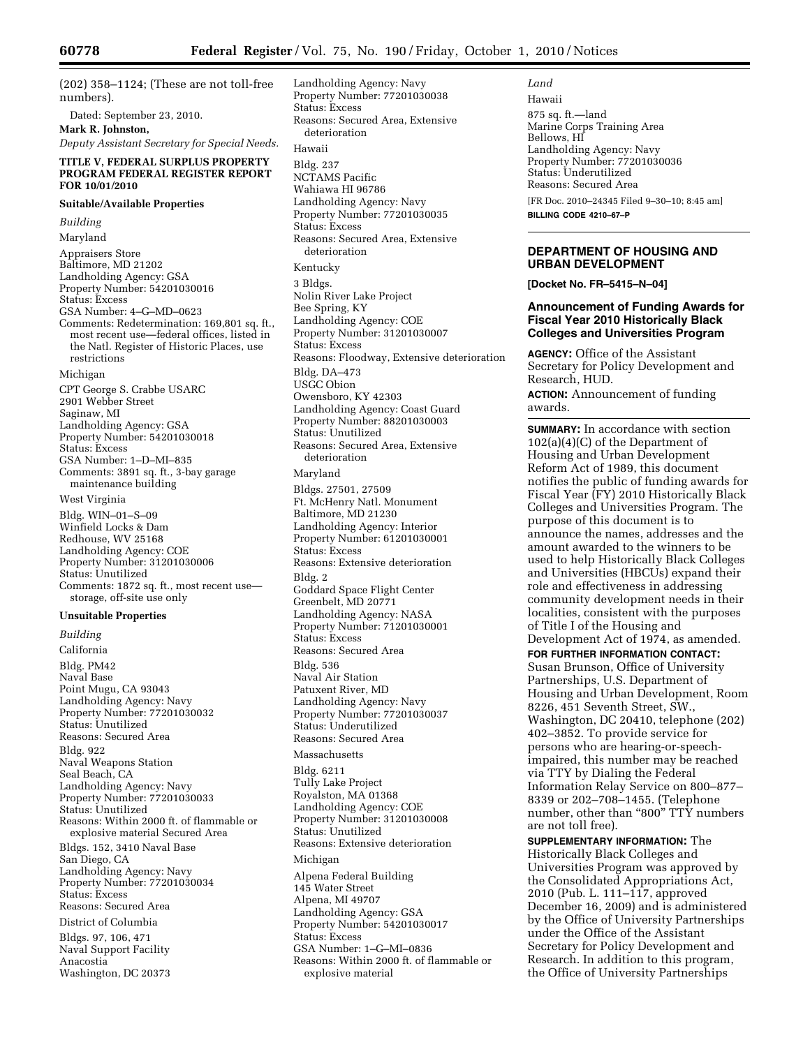(202) 358–1124; (These are not toll-free numbers).

Dated: September 23, 2010.

**Mark R. Johnston,**

*Deputy Assistant Secretary for Special Needs.*

**TITLE V, FEDERAL SURPLUS PROPERTY PROGRAM FEDERAL REGISTER REPORT FOR 10/01/2010**

**Suitable/Available Properties**

*Building*

Maryland

Appraisers Store
Baltimore, MD 21202
Landholding Agency: GSA
Property Number: 54201030016
Status: Excess
GSA Number: 4–G–MD–0623
Comments: Redetermination: 169,801 sq. ft., most recent use—federal offices, listed in the Natl. Register of Historic Places, use restrictions

Michigan

CPT George S. Crabbe USARC
2901 Webber Street
Saginaw, MI
Landholding Agency: GSA
Property Number: 54201030018
Status: Excess
GSA Number: 1–D–MI–835
Comments: 3891 sq. ft., 3-bay garage maintenance building

West Virginia

Bldg. WIN–01–S–09
Winfield Locks & Dam
Redhouse, WV 25168
Landholding Agency: COE
Property Number: 31201030006
Status: Unutilized
Comments: 1872 sq. ft., most recent use—storage, off-site use only

**Unsuitable Properties**

*Building*

California

Bldg. PM42
Naval Base
Point Mugu, CA 93043
Landholding Agency: Navy
Property Number: 77201030032
Status: Unutilized
Reasons: Secured Area

Bldg. 922
Naval Weapons Station
Seal Beach, CA
Landholding Agency: Navy
Property Number: 77201030033
Status: Unutilized
Reasons: Within 2000 ft. of flammable or explosive material Secured Area

Bldgs. 152, 3410 Naval Base
San Diego, CA
Landholding Agency: Navy
Property Number: 77201030034
Status: Excess
Reasons: Secured Area

District of Columbia

Bldgs. 97, 106, 471
Naval Support Facility
Anacostia
Washington, DC 20373
Landholding Agency: Navy
Property Number: 77201030038
Status: Excess
Reasons: Secured Area, Extensive deterioration

Hawaii

Bldg. 237
NCTAMS Pacific
Wahiawa HI 96786
Landholding Agency: Navy
Property Number: 77201030035
Status: Excess
Reasons: Secured Area, Extensive deterioration

Kentucky

3 Bldgs.
Nolin River Lake Project
Bee Spring, KY
Landholding Agency: COE
Property Number: 31201030007
Status: Excess
Reasons: Floodway, Extensive deterioration

Bldg. DA–473
USGC Obion
Owensboro, KY 42303
Landholding Agency: Coast Guard
Property Number: 88201030003
Status: Unutilized
Reasons: Secured Area, Extensive deterioration

Maryland

Bldgs. 27501, 27509
Ft. McHenry Natl. Monument
Baltimore, MD 21230
Landholding Agency: Interior
Property Number: 61201030001
Status: Excess
Reasons: Extensive deterioration

Bldg. 2
Goddard Space Flight Center
Greenbelt, MD 20771
Landholding Agency: NASA
Property Number: 71201030001
Status: Excess
Reasons: Secured Area

Bldg. 536
Naval Air Station
Patuxent River, MD
Landholding Agency: Navy
Property Number: 77201030037
Status: Underutilized
Reasons: Secured Area

Massachusetts

Bldg. 6211
Tully Lake Project
Royalston, MA 01368
Landholding Agency: COE
Property Number: 31201030008
Status: Unutilized
Reasons: Extensive deterioration

Michigan

Alpena Federal Building
145 Water Street
Alpena, MI 49707
Landholding Agency: GSA
Property Number: 54201030017
Status: Excess
GSA Number: 1–G–MI–0836
Reasons: Within 2000 ft. of flammable or explosive material

*Land*

Hawaii

875 sq. ft.—land
Marine Corps Training Area
Bellows, HI
Landholding Agency: Navy
Property Number: 77201030036
Status: Underutilized
Reasons: Secured Area

[FR Doc. 2010–24345 Filed 9–30–10; 8:45 am]

**BILLING CODE 4210–67–P**

## DEPARTMENT OF HOUSING AND URBAN DEVELOPMENT

**[Docket No. FR–5415–N–04]**

### Announcement of Funding Awards for Fiscal Year 2010 Historically Black Colleges and Universities Program

**AGENCY:** Office of the Assistant Secretary for Policy Development and Research, HUD.

**ACTION:** Announcement of funding awards.

**SUMMARY:** In accordance with section 102(a)(4)(C) of the Department of Housing and Urban Development Reform Act of 1989, this document notifies the public of funding awards for Fiscal Year (FY) 2010 Historically Black Colleges and Universities Program. The purpose of this document is to announce the names, addresses and the amount awarded to the winners to be used to help Historically Black Colleges and Universities (HBCUs) expand their role and effectiveness in addressing community development needs in their localities, consistent with the purposes of Title I of the Housing and Development Act of 1974, as amended.

**FOR FURTHER INFORMATION CONTACT:** Susan Brunson, Office of University Partnerships, U.S. Department of Housing and Urban Development, Room 8226, 451 Seventh Street, SW., Washington, DC 20410, telephone (202) 402–3852. To provide service for persons who are hearing-or-speech-impaired, this number may be reached via TTY by Dialing the Federal Information Relay Service on 800–877–8339 or 202–708–1455. (Telephone number, other than "800" TTY numbers are not toll free).

**SUPPLEMENTARY INFORMATION:** The Historically Black Colleges and Universities Program was approved by the Consolidated Appropriations Act, 2010 (Pub. L. 111–117, approved December 16, 2009) and is administered by the Office of University Partnerships under the Office of the Assistant Secretary for Policy Development and Research. In addition to this program, the Office of University Partnerships